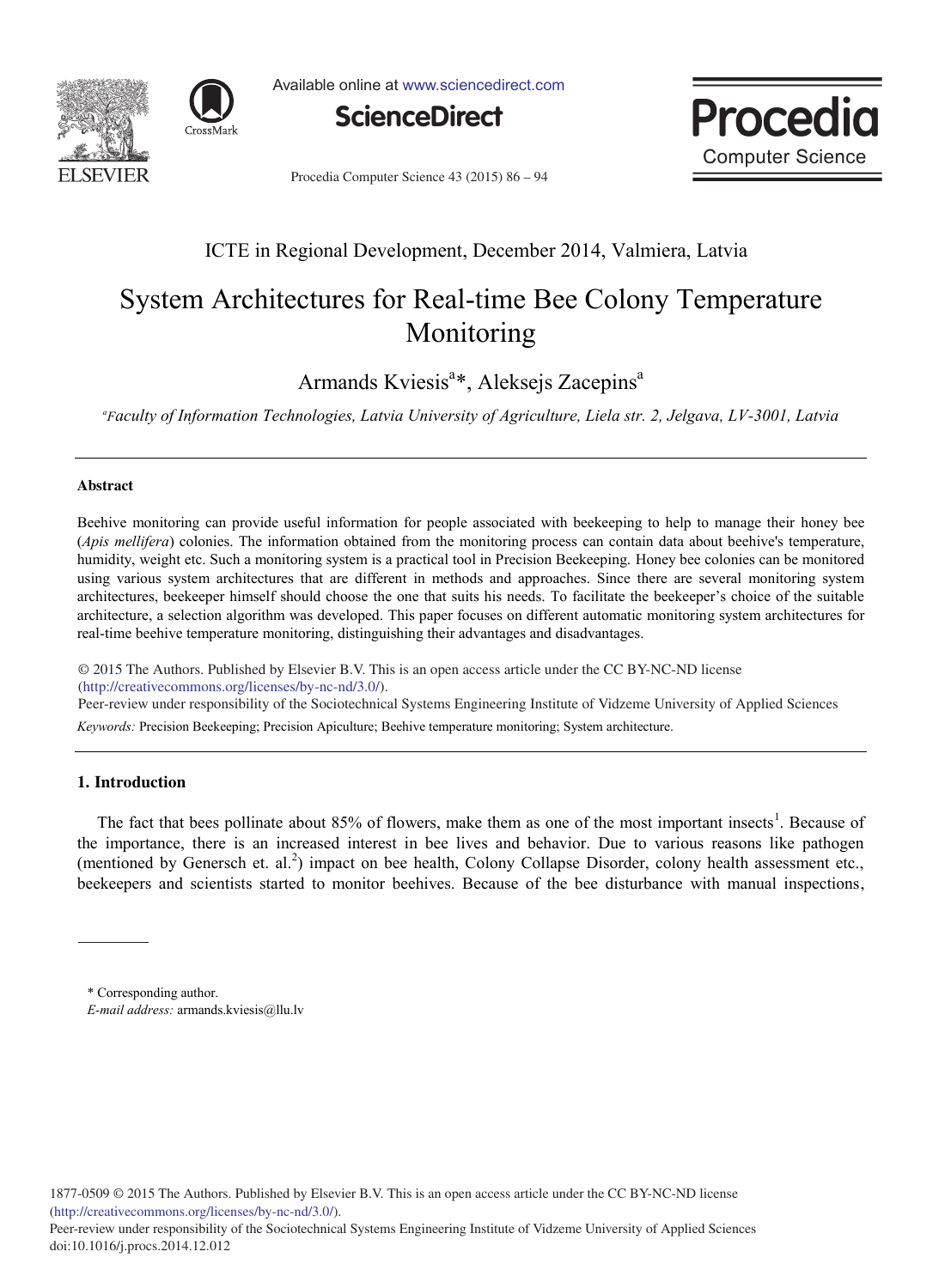ICTE in Regional Development, December 2014, Valmiera, Latvia

# System Architectures for Real-time Bee Colony Temperature Monitoring

Armands Kviesis[a]*, Aleksejs Zacepins[a]

[a]*Faculty of Information Technologies, Latvia University of Agriculture, Liela str. 2, Jelgava, LV-3001, Latvia*

## Abstract

Beehive monitoring can provide useful information for people associated with beekeeping to help to manage their honey bee (*Apis mellifera*) colonies. The information obtained from the monitoring process can contain data about beehive's temperature, humidity, weight etc. Such a monitoring system is a practical tool in Precision Beekeeping. Honey bee colonies can be monitored using various system architectures that are different in methods and approaches. Since there are several monitoring system architectures, beekeeper himself should choose the one that suits his needs. To facilitate the beekeeper's choice of the suitable architecture, a selection algorithm was developed. This paper focuses on different automatic monitoring system architectures for real-time beehive temperature monitoring, distinguishing their advantages and disadvantages.

© 2015 The Authors. Published by Elsevier B.V. This is an open access article under the CC BY-NC-ND license (http://creativecommons.org/licenses/by-nc-nd/3.0/).
Peer-review under responsibility of the Sociotechnical Systems Engineering Institute of Vidzeme University of Applied Sciences

*Keywords:* Precision Beekeeping; Precision Apiculture; Beehive temperature monitoring; System architecture.

## 1. Introduction

The fact that bees pollinate about 85% of flowers, make them as one of the most important insects[1]. Because of the importance, there is an increased interest in bee lives and behavior. Due to various reasons like pathogen (mentioned by Genersch et. al.[2]) impact on bee health, Colony Collapse Disorder, colony health assessment etc., beekeepers and scientists started to monitor beehives. Because of the bee disturbance with manual inspections,

\* Corresponding author.
*E-mail address:* armands.kviesis@llu.lv

1877-0509 © 2015 The Authors. Published by Elsevier B.V. This is an open access article under the CC BY-NC-ND license (http://creativecommons.org/licenses/by-nc-nd/3.0/).
Peer-review under responsibility of the Sociotechnical Systems Engineering Institute of Vidzeme University of Applied Sciences
doi:10.1016/j.procs.2014.12.012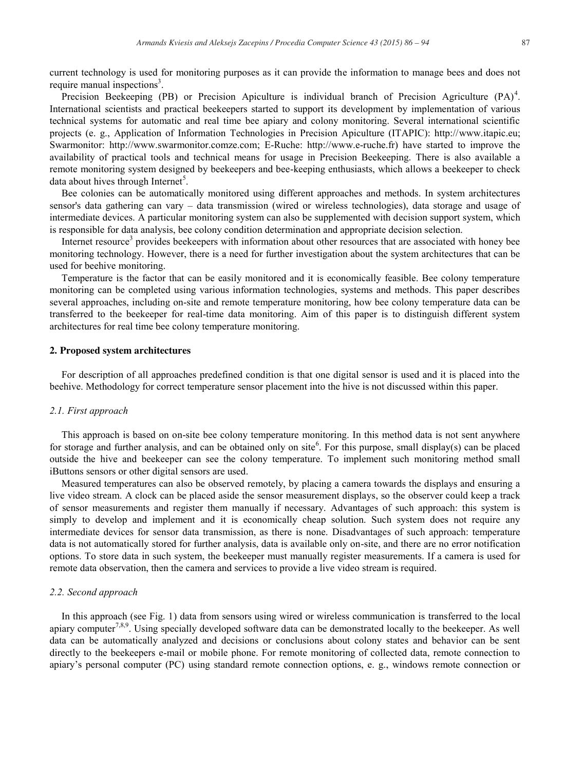current technology is used for monitoring purposes as it can provide the information to manage bees and does not require manual inspections[3].

Precision Beekeeping (PB) or Precision Apiculture is individual branch of Precision Agriculture (PA)[4]. International scientists and practical beekeepers started to support its development by implementation of various technical systems for automatic and real time bee apiary and colony monitoring. Several international scientific projects (e. g., Application of Information Technologies in Precision Apiculture (ITAPIC): http://www.itapic.eu; Swarmonitor: http://www.swarmonitor.comze.com; E-Ruche: http://www.e-ruche.fr) have started to improve the availability of practical tools and technical means for usage in Precision Beekeeping. There is also available a remote monitoring system designed by beekeepers and bee-keeping enthusiasts, which allows a beekeeper to check data about hives through Internet[5].

Bee colonies can be automatically monitored using different approaches and methods. In system architectures sensor's data gathering can vary – data transmission (wired or wireless technologies), data storage and usage of intermediate devices. A particular monitoring system can also be supplemented with decision support system, which is responsible for data analysis, bee colony condition determination and appropriate decision selection.

Internet resource[3] provides beekeepers with information about other resources that are associated with honey bee monitoring technology. However, there is a need for further investigation about the system architectures that can be used for beehive monitoring.

Temperature is the factor that can be easily monitored and it is economically feasible. Bee colony temperature monitoring can be completed using various information technologies, systems and methods. This paper describes several approaches, including on-site and remote temperature monitoring, how bee colony temperature data can be transferred to the beekeeper for real-time data monitoring. Aim of this paper is to distinguish different system architectures for real time bee colony temperature monitoring.

## 2. Proposed system architectures

For description of all approaches predefined condition is that one digital sensor is used and it is placed into the beehive. Methodology for correct temperature sensor placement into the hive is not discussed within this paper.

### *2.1. First approach*

This approach is based on on-site bee colony temperature monitoring. In this method data is not sent anywhere for storage and further analysis, and can be obtained only on site[6]. For this purpose, small display(s) can be placed outside the hive and beekeeper can see the colony temperature. To implement such monitoring method small iButtons sensors or other digital sensors are used.

Measured temperatures can also be observed remotely, by placing a camera towards the displays and ensuring a live video stream. A clock can be placed aside the sensor measurement displays, so the observer could keep a track of sensor measurements and register them manually if necessary. Advantages of such approach: this system is simply to develop and implement and it is economically cheap solution. Such system does not require any intermediate devices for sensor data transmission, as there is none. Disadvantages of such approach: temperature data is not automatically stored for further analysis, data is available only on-site, and there are no error notification options. To store data in such system, the beekeeper must manually register measurements. If a camera is used for remote data observation, then the camera and services to provide a live video stream is required.

### *2.2. Second approach*

In this approach (see Fig. 1) data from sensors using wired or wireless communication is transferred to the local apiary computer[7,8,9]. Using specially developed software data can be demonstrated locally to the beekeeper. As well data can be automatically analyzed and decisions or conclusions about colony states and behavior can be sent directly to the beekeepers e-mail or mobile phone. For remote monitoring of collected data, remote connection to apiary's personal computer (PC) using standard remote connection options, e. g., windows remote connection or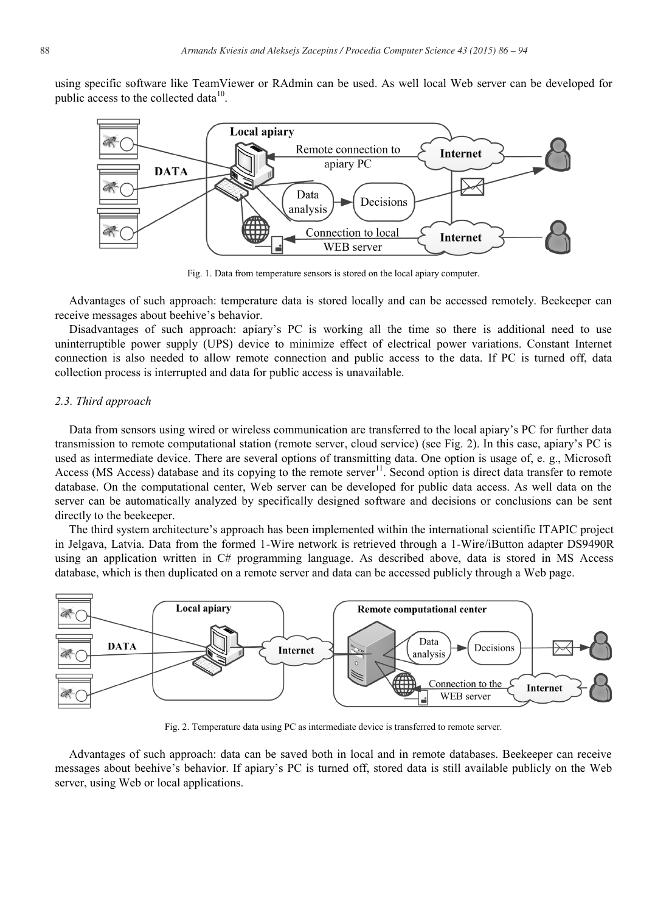using specific software like TeamViewer or RAdmin can be used. As well local Web server can be developed for public access to the collected data[10].

Fig. 1. Data from temperature sensors is stored on the local apiary computer.

Advantages of such approach: temperature data is stored locally and can be accessed remotely. Beekeeper can receive messages about beehive's behavior.

Disadvantages of such approach: apiary's PC is working all the time so there is additional need to use uninterruptible power supply (UPS) device to minimize effect of electrical power variations. Constant Internet connection is also needed to allow remote connection and public access to the data. If PC is turned off, data collection process is interrupted and data for public access is unavailable.

### *2.3. Third approach*

Data from sensors using wired or wireless communication are transferred to the local apiary's PC for further data transmission to remote computational station (remote server, cloud service) (see Fig. 2). In this case, apiary's PC is used as intermediate device. There are several options of transmitting data. One option is usage of, e. g., Microsoft Access (MS Access) database and its copying to the remote server[11]. Second option is direct data transfer to remote database. On the computational center, Web server can be developed for public data access. As well data on the server can be automatically analyzed by specifically designed software and decisions or conclusions can be sent directly to the beekeeper.

The third system architecture's approach has been implemented within the international scientific ITAPIC project in Jelgava, Latvia. Data from the formed 1-Wire network is retrieved through a 1-Wire/iButton adapter DS9490R using an application written in C# programming language. As described above, data is stored in MS Access database, which is then duplicated on a remote server and data can be accessed publicly through a Web page.

Fig. 2. Temperature data using PC as intermediate device is transferred to remote server.

Advantages of such approach: data can be saved both in local and in remote databases. Beekeeper can receive messages about beehive's behavior. If apiary's PC is turned off, stored data is still available publicly on the Web server, using Web or local applications.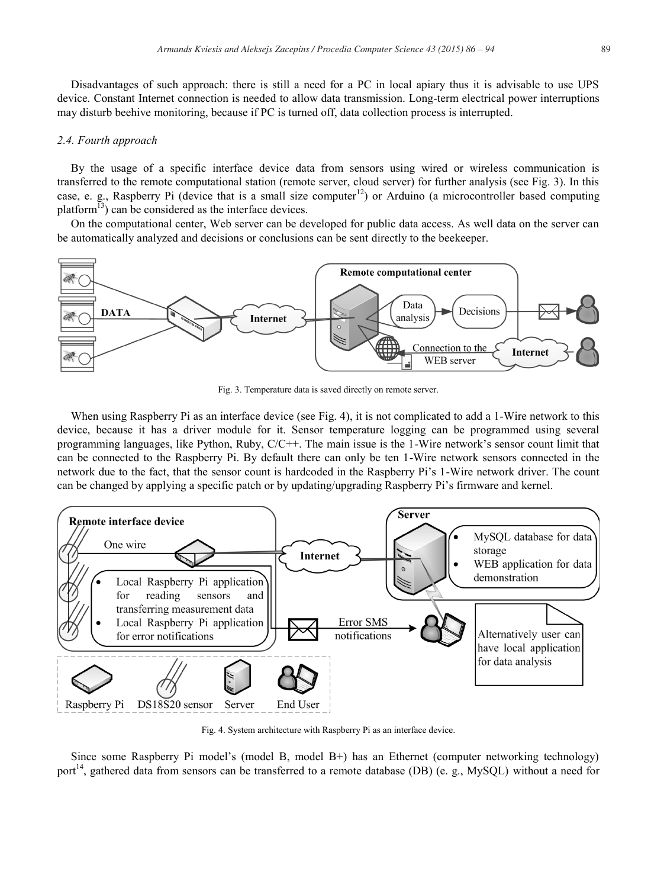Disadvantages of such approach: there is still a need for a PC in local apiary thus it is advisable to use UPS device. Constant Internet connection is needed to allow data transmission. Long-term electrical power interruptions may disturb beehive monitoring, because if PC is turned off, data collection process is interrupted.

### *2.4. Fourth approach*

By the usage of a specific interface device data from sensors using wired or wireless communication is transferred to the remote computational station (remote server, cloud server) for further analysis (see Fig. 3). In this case, e. g., Raspberry Pi (device that is a small size computer[12]) or Arduino (a microcontroller based computing platform[13]) can be considered as the interface devices.

On the computational center, Web server can be developed for public data access. As well data on the server can be automatically analyzed and decisions or conclusions can be sent directly to the beekeeper.

Fig. 3. Temperature data is saved directly on remote server.

When using Raspberry Pi as an interface device (see Fig. 4), it is not complicated to add a 1-Wire network to this device, because it has a driver module for it. Sensor temperature logging can be programmed using several programming languages, like Python, Ruby, C/C++. The main issue is the 1-Wire network's sensor count limit that can be connected to the Raspberry Pi. By default there can only be ten 1-Wire network sensors connected in the network due to the fact, that the sensor count is hardcoded in the Raspberry Pi's 1-Wire network driver. The count can be changed by applying a specific patch or by updating/upgrading Raspberry Pi's firmware and kernel.

Fig. 4. System architecture with Raspberry Pi as an interface device.

Since some Raspberry Pi model's (model B, model B+) has an Ethernet (computer networking technology) port[14], gathered data from sensors can be transferred to a remote database (DB) (e. g., MySQL) without a need for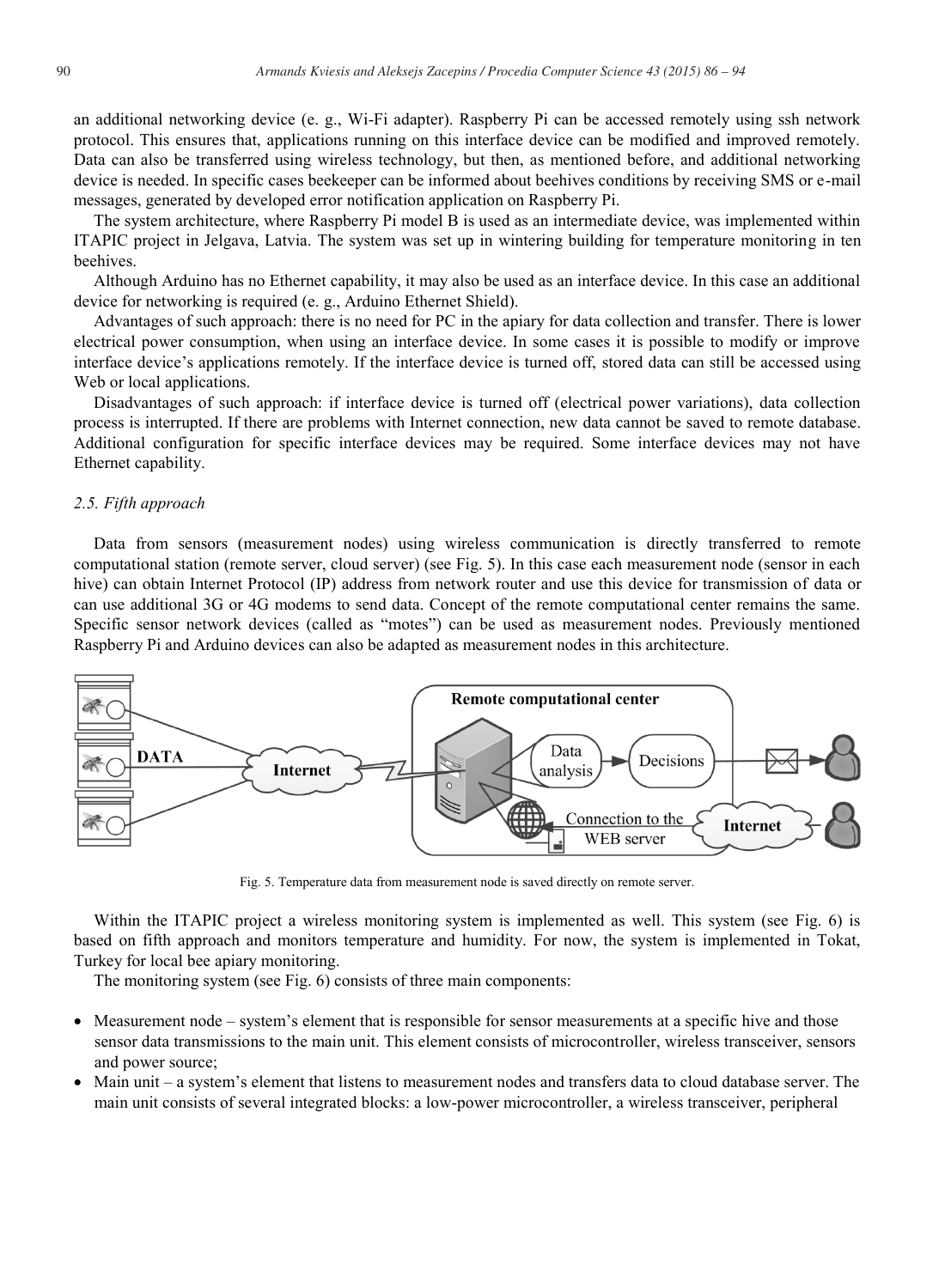an additional networking device (e. g., Wi-Fi adapter). Raspberry Pi can be accessed remotely using ssh network protocol. This ensures that, applications running on this interface device can be modified and improved remotely. Data can also be transferred using wireless technology, but then, as mentioned before, and additional networking device is needed. In specific cases beekeeper can be informed about beehives conditions by receiving SMS or e-mail messages, generated by developed error notification application on Raspberry Pi.

The system architecture, where Raspberry Pi model B is used as an intermediate device, was implemented within ITAPIC project in Jelgava, Latvia. The system was set up in wintering building for temperature monitoring in ten beehives.

Although Arduino has no Ethernet capability, it may also be used as an interface device. In this case an additional device for networking is required (e. g., Arduino Ethernet Shield).

Advantages of such approach: there is no need for PC in the apiary for data collection and transfer. There is lower electrical power consumption, when using an interface device. In some cases it is possible to modify or improve interface device's applications remotely. If the interface device is turned off, stored data can still be accessed using Web or local applications.

Disadvantages of such approach: if interface device is turned off (electrical power variations), data collection process is interrupted. If there are problems with Internet connection, new data cannot be saved to remote database. Additional configuration for specific interface devices may be required. Some interface devices may not have Ethernet capability.

### 2.5. Fifth approach

Data from sensors (measurement nodes) using wireless communication is directly transferred to remote computational station (remote server, cloud server) (see Fig. 5). In this case each measurement node (sensor in each hive) can obtain Internet Protocol (IP) address from network router and use this device for transmission of data or can use additional 3G or 4G modems to send data. Concept of the remote computational center remains the same. Specific sensor network devices (called as "motes") can be used as measurement nodes. Previously mentioned Raspberry Pi and Arduino devices can also be adapted as measurement nodes in this architecture.

DATA
Internet
Remote computational center
Data analysis
Decisions
Connection to the WEB server
Internet

Fig. 5. Temperature data from measurement node is saved directly on remote server.

Within the ITAPIC project a wireless monitoring system is implemented as well. This system (see Fig. 6) is based on fifth approach and monitors temperature and humidity. For now, the system is implemented in Tokat, Turkey for local bee apiary monitoring.

The monitoring system (see Fig. 6) consists of three main components:

- Measurement node – system's element that is responsible for sensor measurements at a specific hive and those sensor data transmissions to the main unit. This element consists of microcontroller, wireless transceiver, sensors and power source;
- Main unit – a system's element that listens to measurement nodes and transfers data to cloud database server. The main unit consists of several integrated blocks: a low-power microcontroller, a wireless transceiver, peripheral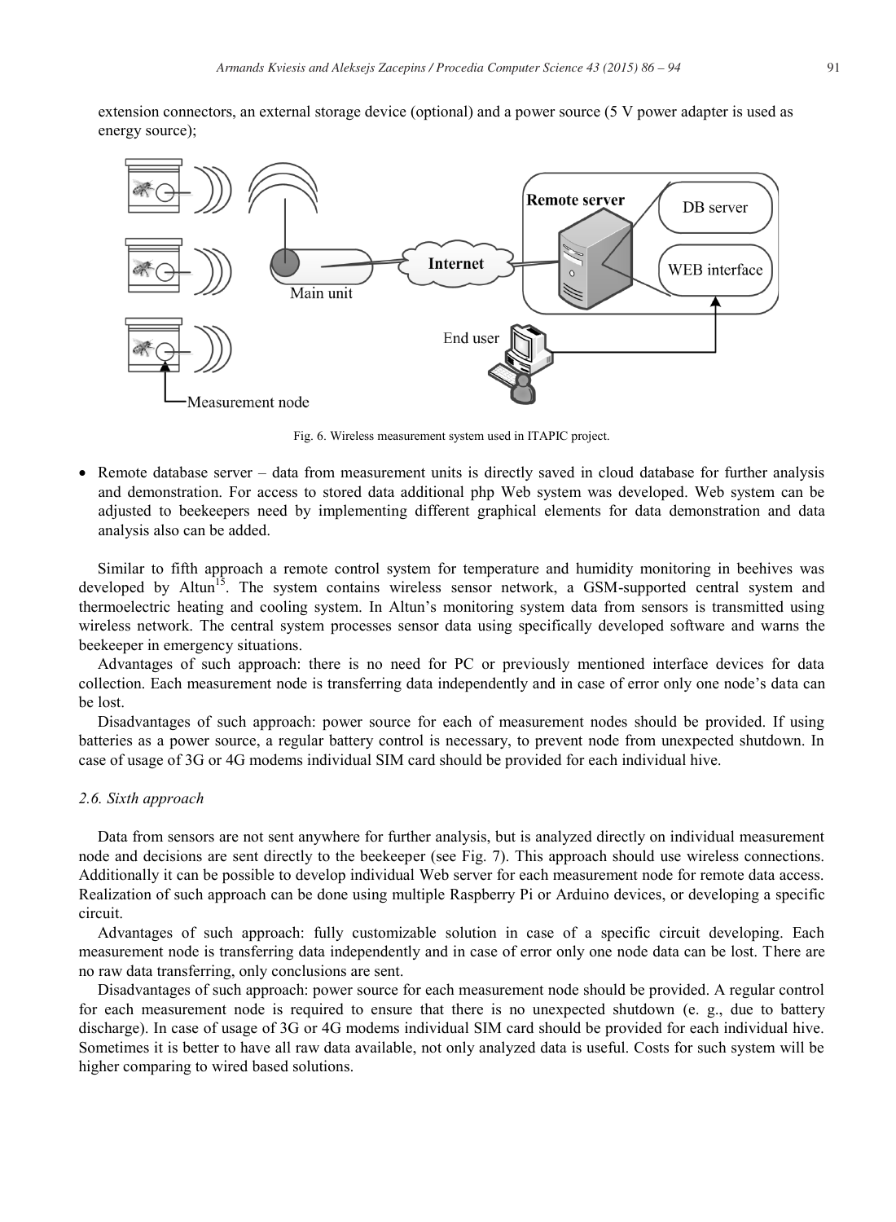extension connectors, an external storage device (optional) and a power source (5 V power adapter is used as energy source);

Fig. 6. Wireless measurement system used in ITAPIC project.

- Remote database server – data from measurement units is directly saved in cloud database for further analysis and demonstration. For access to stored data additional php Web system was developed. Web system can be adjusted to beekeepers need by implementing different graphical elements for data demonstration and data analysis also can be added.

Similar to fifth approach a remote control system for temperature and humidity monitoring in beehives was developed by Altun[15]. The system contains wireless sensor network, a GSM-supported central system and thermoelectric heating and cooling system. In Altun's monitoring system data from sensors is transmitted using wireless network. The central system processes sensor data using specifically developed software and warns the beekeeper in emergency situations.

Advantages of such approach: there is no need for PC or previously mentioned interface devices for data collection. Each measurement node is transferring data independently and in case of error only one node's data can be lost.

Disadvantages of such approach: power source for each of measurement nodes should be provided. If using batteries as a power source, a regular battery control is necessary, to prevent node from unexpected shutdown. In case of usage of 3G or 4G modems individual SIM card should be provided for each individual hive.

### *2.6. Sixth approach*

Data from sensors are not sent anywhere for further analysis, but is analyzed directly on individual measurement node and decisions are sent directly to the beekeeper (see Fig. 7). This approach should use wireless connections. Additionally it can be possible to develop individual Web server for each measurement node for remote data access. Realization of such approach can be done using multiple Raspberry Pi or Arduino devices, or developing a specific circuit.

Advantages of such approach: fully customizable solution in case of a specific circuit developing. Each measurement node is transferring data independently and in case of error only one node data can be lost. There are no raw data transferring, only conclusions are sent.

Disadvantages of such approach: power source for each measurement node should be provided. A regular control for each measurement node is required to ensure that there is no unexpected shutdown (e. g., due to battery discharge). In case of usage of 3G or 4G modems individual SIM card should be provided for each individual hive. Sometimes it is better to have all raw data available, not only analyzed data is useful. Costs for such system will be higher comparing to wired based solutions.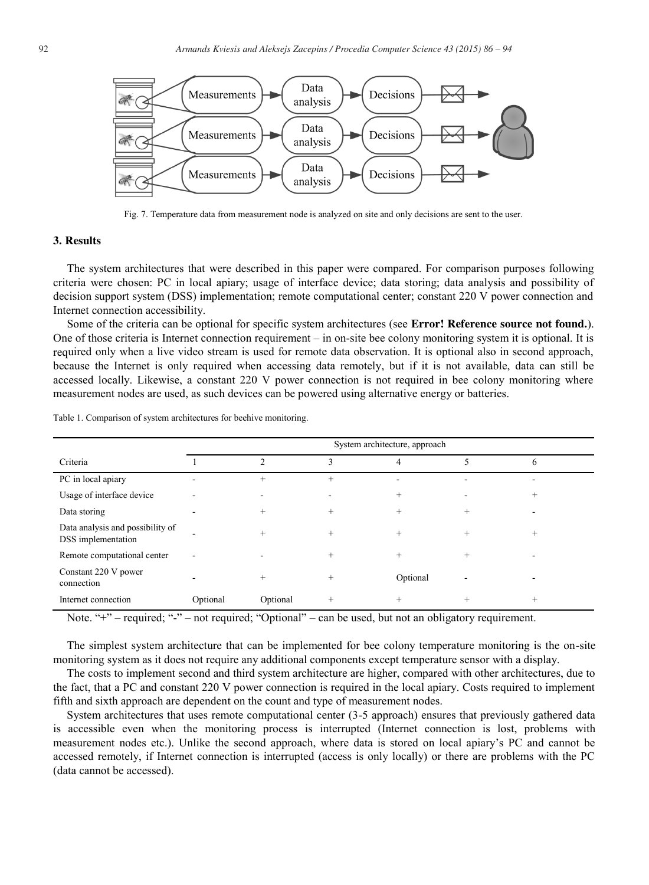Fig. 7. Temperature data from measurement node is analyzed on site and only decisions are sent to the user.

## 3. Results

The system architectures that were described in this paper were compared. For comparison purposes following criteria were chosen: PC in local apiary; usage of interface device; data storing; data analysis and possibility of decision support system (DSS) implementation; remote computational center; constant 220 V power connection and Internet connection accessibility.

Some of the criteria can be optional for specific system architectures (see **Error! Reference source not found.**). One of those criteria is Internet connection requirement – in on-site bee colony monitoring system it is optional. It is required only when a live video stream is used for remote data observation. It is optional also in second approach, because the Internet is only required when accessing data remotely, but if it is not available, data can still be accessed locally. Likewise, a constant 220 V power connection is not required in bee colony monitoring where measurement nodes are used, as such devices can be powered using alternative energy or batteries.

Table 1. Comparison of system architectures for beehive monitoring.

| Criteria | System architecture, approach | | | | | |
|---|---|---|---|---|---|---|
| | 1 | 2 | 3 | 4 | 5 | 6 |
| PC in local apiary | - | + | + | - | - | - |
| Usage of interface device | - | - | - | + | - | + |
| Data storing | - | + | + | + | + | - |
| Data analysis and possibility of DSS implementation | - | + | + | + | + | + |
| Remote computational center | - | - | + | + | + | - |
| Constant 220 V power connection | - | + | + | Optional | - | - |
| Internet connection | Optional | Optional | + | + | + | + |

Note. "+" – required; "-" – not required; "Optional" – can be used, but not an obligatory requirement.

The simplest system architecture that can be implemented for bee colony temperature monitoring is the on-site monitoring system as it does not require any additional components except temperature sensor with a display.

The costs to implement second and third system architecture are higher, compared with other architectures, due to the fact, that a PC and constant 220 V power connection is required in the local apiary. Costs required to implement fifth and sixth approach are dependent on the count and type of measurement nodes.

System architectures that uses remote computational center (3-5 approach) ensures that previously gathered data is accessible even when the monitoring process is interrupted (Internet connection is lost, problems with measurement nodes etc.). Unlike the second approach, where data is stored on local apiary's PC and cannot be accessed remotely, if Internet connection is interrupted (access is only locally) or there are problems with the PC (data cannot be accessed).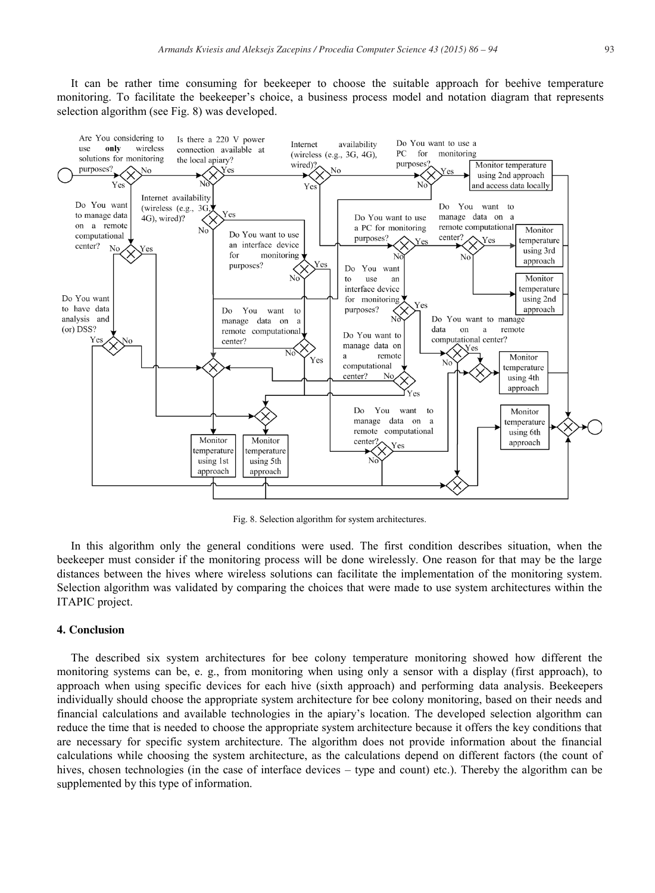It can be rather time consuming for beekeeper to choose the suitable approach for beehive temperature monitoring. To facilitate the beekeeper's choice, a business process model and notation diagram that represents selection algorithm (see Fig. 8) was developed.

Fig. 8. Selection algorithm for system architectures.

In this algorithm only the general conditions were used. The first condition describes situation, when the beekeeper must consider if the monitoring process will be done wirelessly. One reason for that may be the large distances between the hives where wireless solutions can facilitate the implementation of the monitoring system. Selection algorithm was validated by comparing the choices that were made to use system architectures within the ITAPIC project.

## 4. Conclusion

The described six system architectures for bee colony temperature monitoring showed how different the monitoring systems can be, e. g., from monitoring when using only a sensor with a display (first approach), to approach when using specific devices for each hive (sixth approach) and performing data analysis. Beekeepers individually should choose the appropriate system architecture for bee colony monitoring, based on their needs and financial calculations and available technologies in the apiary's location. The developed selection algorithm can reduce the time that is needed to choose the appropriate system architecture because it offers the key conditions that are necessary for specific system architecture. The algorithm does not provide information about the financial calculations while choosing the system architecture, as the calculations depend on different factors (the count of hives, chosen technologies (in the case of interface devices – type and count) etc.). Thereby the algorithm can be supplemented by this type of information.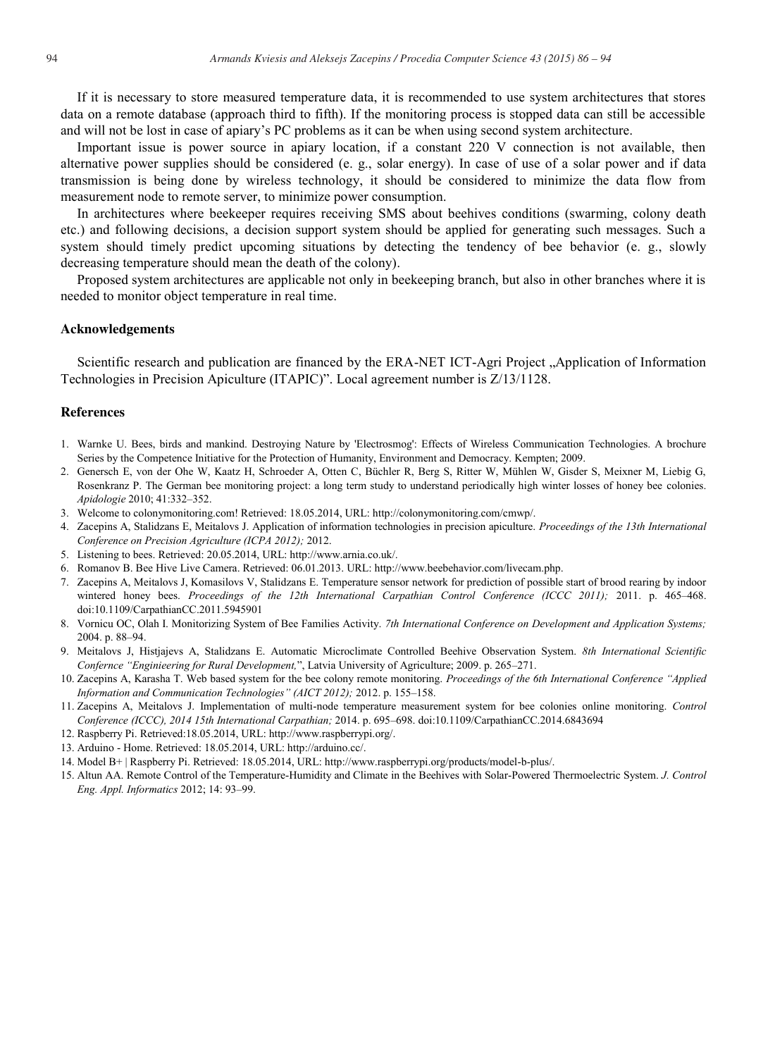If it is necessary to store measured temperature data, it is recommended to use system architectures that stores data on a remote database (approach third to fifth). If the monitoring process is stopped data can still be accessible and will not be lost in case of apiary's PC problems as it can be when using second system architecture.

Important issue is power source in apiary location, if a constant 220 V connection is not available, then alternative power supplies should be considered (e. g., solar energy). In case of use of a solar power and if data transmission is being done by wireless technology, it should be considered to minimize the data flow from measurement node to remote server, to minimize power consumption.

In architectures where beekeeper requires receiving SMS about beehives conditions (swarming, colony death etc.) and following decisions, a decision support system should be applied for generating such messages. Such a system should timely predict upcoming situations by detecting the tendency of bee behavior (e. g., slowly decreasing temperature should mean the death of the colony).

Proposed system architectures are applicable not only in beekeeping branch, but also in other branches where it is needed to monitor object temperature in real time.

## Acknowledgements

Scientific research and publication are financed by the ERA-NET ICT-Agri Project „Application of Information Technologies in Precision Apiculture (ITAPIC)". Local agreement number is Z/13/1128.

## References

1. Warnke U. Bees, birds and mankind. Destroying Nature by 'Electrosmog': Effects of Wireless Communication Technologies. A brochure Series by the Competence Initiative for the Protection of Humanity, Environment and Democracy. Kempten; 2009.
2. Genersch E, von der Ohe W, Kaatz H, Schroeder A, Otten C, Büchler R, Berg S, Ritter W, Mühlen W, Gisder S, Meixner M, Liebig G, Rosenkranz P. The German bee monitoring project: a long term study to understand periodically high winter losses of honey bee colonies. *Apidologie* 2010; 41:332–352.
3. Welcome to colonymonitoring.com! Retrieved: 18.05.2014, URL: http://colonymonitoring.com/cmwp/.
4. Zacepins A, Stalidzans E, Meitalovs J. Application of information technologies in precision apiculture. *Proceedings of the 13th International Conference on Precision Agriculture (ICPA 2012);* 2012.
5. Listening to bees. Retrieved: 20.05.2014, URL: http://www.arnia.co.uk/.
6. Romanov B. Bee Hive Live Camera. Retrieved: 06.01.2013. URL: http://www.beebehavior.com/livecam.php.
7. Zacepins A, Meitalovs J, Komasilovs V, Stalidzans E. Temperature sensor network for prediction of possible start of brood rearing by indoor wintered honey bees. *Proceedings of the 12th International Carpathian Control Conference (ICCC 2011);* 2011. p. 465–468. doi:10.1109/CarpathianCC.2011.5945901
8. Vornicu OC, Olah I. Monitorizing System of Bee Families Activity. *7th International Conference on Development and Application Systems;* 2004. p. 88–94.
9. Meitalovs J, Histjajevs A, Stalidzans E. Automatic Microclimate Controlled Beehive Observation System. *8th International Scientific Confernce "Enginieering for Rural Development,"*, Latvia University of Agriculture; 2009. p. 265–271.
10. Zacepins A, Karasha T. Web based system for the bee colony remote monitoring. *Proceedings of the 6th International Conference "Applied Information and Communication Technologies" (AICT 2012);* 2012. p. 155–158.
11. Zacepins A, Meitalovs J. Implementation of multi-node temperature measurement system for bee colonies online monitoring. *Control Conference (ICCC), 2014 15th International Carpathian;* 2014. p. 695–698. doi:10.1109/CarpathianCC.2014.6843694
12. Raspberry Pi. Retrieved:18.05.2014, URL: http://www.raspberrypi.org/.
13. Arduino - Home. Retrieved: 18.05.2014, URL: http://arduino.cc/.
14. Model B+ | Raspberry Pi. Retrieved: 18.05.2014, URL: http://www.raspberrypi.org/products/model-b-plus/.
15. Altun AA. Remote Control of the Temperature-Humidity and Climate in the Beehives with Solar-Powered Thermoelectric System. *J. Control Eng. Appl. Informatics* 2012; 14: 93–99.